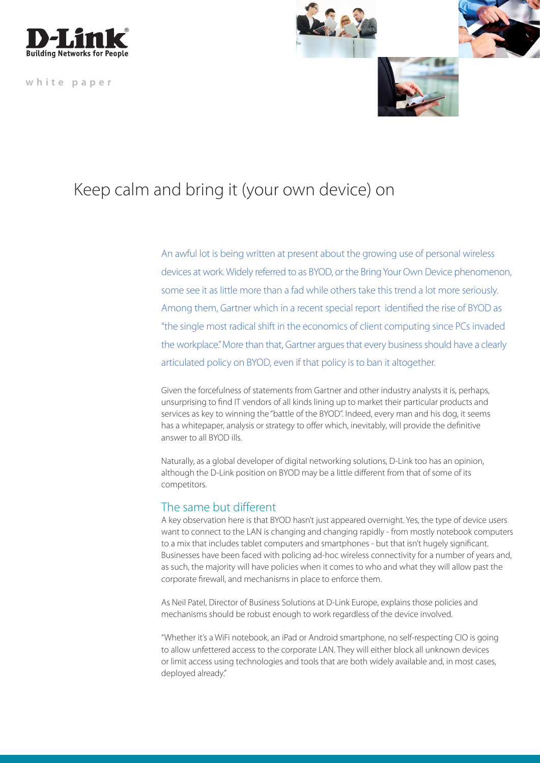D-Link
Building Networks for People

white paper

# Keep calm and bring it (your own device) on

An awful lot is being written at present about the growing use of personal wireless devices at work. Widely referred to as BYOD, or the Bring Your Own Device phenomenon, some see it as little more than a fad while others take this trend a lot more seriously. Among them, Gartner which in a recent special report identified the rise of BYOD as "the single most radical shift in the economics of client computing since PCs invaded the workplace." More than that, Gartner argues that every business should have a clearly articulated policy on BYOD, even if that policy is to ban it altogether.

Given the forcefulness of statements from Gartner and other industry analysts it is, perhaps, unsurprising to find IT vendors of all kinds lining up to market their particular products and services as key to winning the "battle of the BYOD". Indeed, every man and his dog, it seems has a whitepaper, analysis or strategy to offer which, inevitably, will provide the definitive answer to all BYOD ills.

Naturally, as a global developer of digital networking solutions, D-Link too has an opinion, although the D-Link position on BYOD may be a little different from that of some of its competitors.

## The same but different

A key observation here is that BYOD hasn't just appeared overnight. Yes, the type of device users want to connect to the LAN is changing and changing rapidly - from mostly notebook computers to a mix that includes tablet computers and smartphones - but that isn't hugely significant. Businesses have been faced with policing ad-hoc wireless connectivity for a number of years and, as such, the majority will have policies when it comes to who and what they will allow past the corporate firewall, and mechanisms in place to enforce them.

As Neil Patel, Director of Business Solutions at D-Link Europe, explains those policies and mechanisms should be robust enough to work regardless of the device involved.

"Whether it's a WiFi notebook, an iPad or Android smartphone, no self-respecting CIO is going to allow unfettered access to the corporate LAN. They will either block all unknown devices or limit access using technologies and tools that are both widely available and, in most cases, deployed already."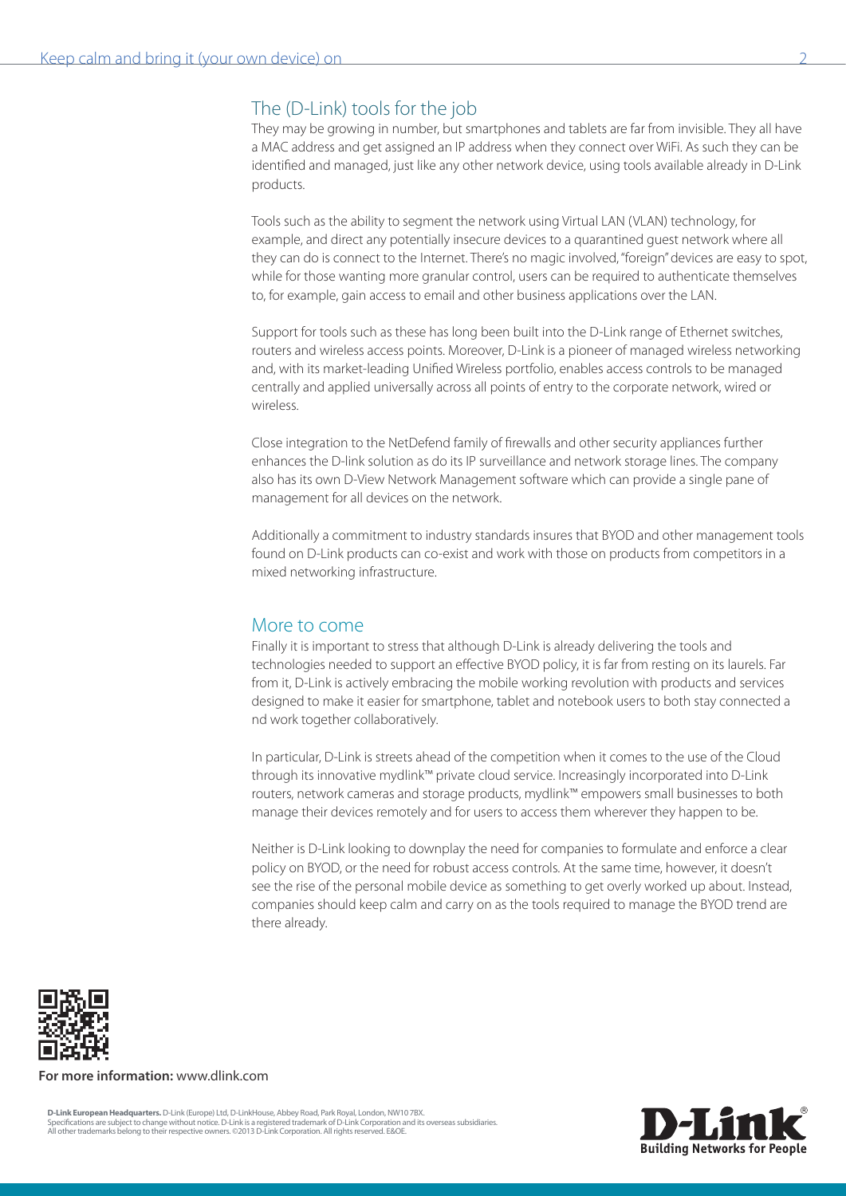## The (D-Link) tools for the job

They may be growing in number, but smartphones and tablets are far from invisible. They all have a MAC address and get assigned an IP address when they connect over WiFi. As such they can be identified and managed, just like any other network device, using tools available already in D-Link products.

Tools such as the ability to segment the network using Virtual LAN (VLAN) technology, for example, and direct any potentially insecure devices to a quarantined guest network where all they can do is connect to the Internet. There's no magic involved, "foreign" devices are easy to spot, while for those wanting more granular control, users can be required to authenticate themselves to, for example, gain access to email and other business applications over the LAN.

Support for tools such as these has long been built into the D-Link range of Ethernet switches, routers and wireless access points. Moreover, D-Link is a pioneer of managed wireless networking and, with its market-leading Unified Wireless portfolio, enables access controls to be managed centrally and applied universally across all points of entry to the corporate network, wired or wireless.

Close integration to the NetDefend family of firewalls and other security appliances further enhances the D-link solution as do its IP surveillance and network storage lines. The company also has its own D-View Network Management software which can provide a single pane of management for all devices on the network.

Additionally a commitment to industry standards insures that BYOD and other management tools found on D-Link products can co-exist and work with those on products from competitors in a mixed networking infrastructure.

## More to come

Finally it is important to stress that although D-Link is already delivering the tools and technologies needed to support an effective BYOD policy, it is far from resting on its laurels. Far from it, D-Link is actively embracing the mobile working revolution with products and services designed to make it easier for smartphone, tablet and notebook users to both stay connected a nd work together collaboratively.

In particular, D-Link is streets ahead of the competition when it comes to the use of the Cloud through its innovative mydlink™ private cloud service. Increasingly incorporated into D-Link routers, network cameras and storage products, mydlink™ empowers small businesses to both manage their devices remotely and for users to access them wherever they happen to be.

Neither is D-Link looking to downplay the need for companies to formulate and enforce a clear policy on BYOD, or the need for robust access controls. At the same time, however, it doesn't see the rise of the personal mobile device as something to get overly worked up about. Instead, companies should keep calm and carry on as the tools required to manage the BYOD trend are there already.

**For more information:** www.dlink.com

**D-Link European Headquarters.** D-Link (Europe) Ltd, D-LinkHouse, Abbey Road, Park Royal, London, NW10 7BX.
Specifications are subject to change without notice. D-Link is a registered trademark of D-Link Corporation and its overseas subsidiaries.
All other trademarks belong to their respective owners. ©2013 D-Link Corporation. All rights reserved. E&OE.

D-Link®
Building Networks for People